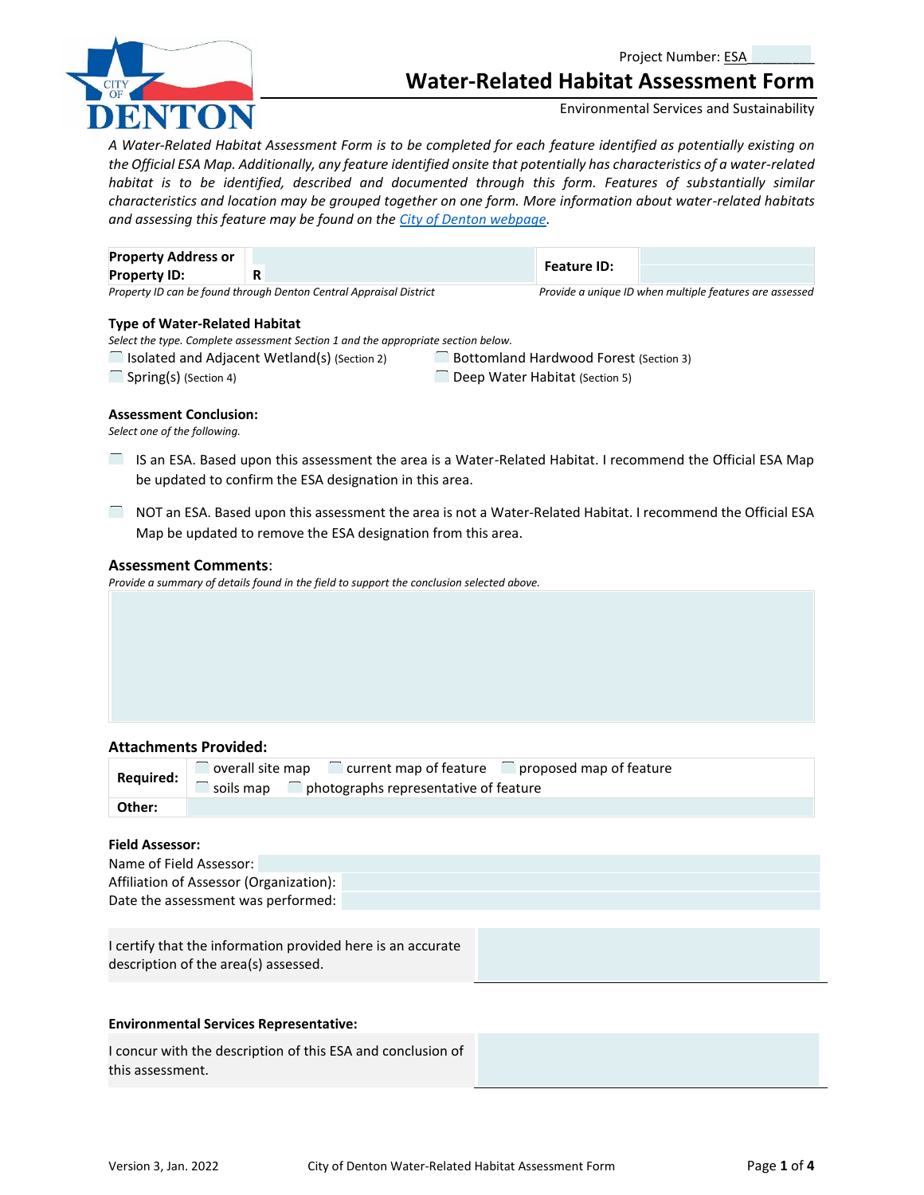Project Number: ESA________

# Water-Related Habitat Assessment Form

Environmental Services and Sustainability

*A Water-Related Habitat Assessment Form is to be completed for each feature identified as potentially existing on the Official ESA Map. Additionally, any feature identified onsite that potentially has characteristics of a water-related habitat is to be identified, described and documented through this form. Features of substantially similar characteristics and location may be grouped together on one form. More information about water-related habitats and assessing this feature may be found on the [City of Denton webpage](#).*

| **Property Address or Property ID:** | R | **Feature ID:** | |
|---|---|---|---|

*Property ID can be found through Denton Central Appraisal District* — *Provide a unique ID when multiple features are assessed*

### Type of Water-Related Habitat

*Select the type. Complete assessment Section 1 and the appropriate section below.*

- ☐ Isolated and Adjacent Wetland(s) (Section 2)
- ☐ Bottomland Hardwood Forest (Section 3)
- ☐ Spring(s) (Section 4)
- ☐ Deep Water Habitat (Section 5)

### Assessment Conclusion:

*Select one of the following.*

- ☐ IS an ESA. Based upon this assessment the area is a Water-Related Habitat. I recommend the Official ESA Map be updated to confirm the ESA designation in this area.
- ☐ NOT an ESA. Based upon this assessment the area is not a Water-Related Habitat. I recommend the Official ESA Map be updated to remove the ESA designation from this area.

### Assessment Comments:

*Provide a summary of details found in the field to support the conclusion selected above.*

### Attachments Provided:

| **Required:** | ☐ overall site map ☐ current map of feature ☐ proposed map of feature ☐ soils map ☐ photographs representative of feature |
|---|---|
| **Other:** | |

### Field Assessor:

Name of Field Assessor:

Affiliation of Assessor (Organization):

Date the assessment was performed:

I certify that the information provided here is an accurate description of the area(s) assessed.

### Environmental Services Representative:

I concur with the description of this ESA and conclusion of this assessment.

Version 3, Jan. 2022 City of Denton Water-Related Habitat Assessment Form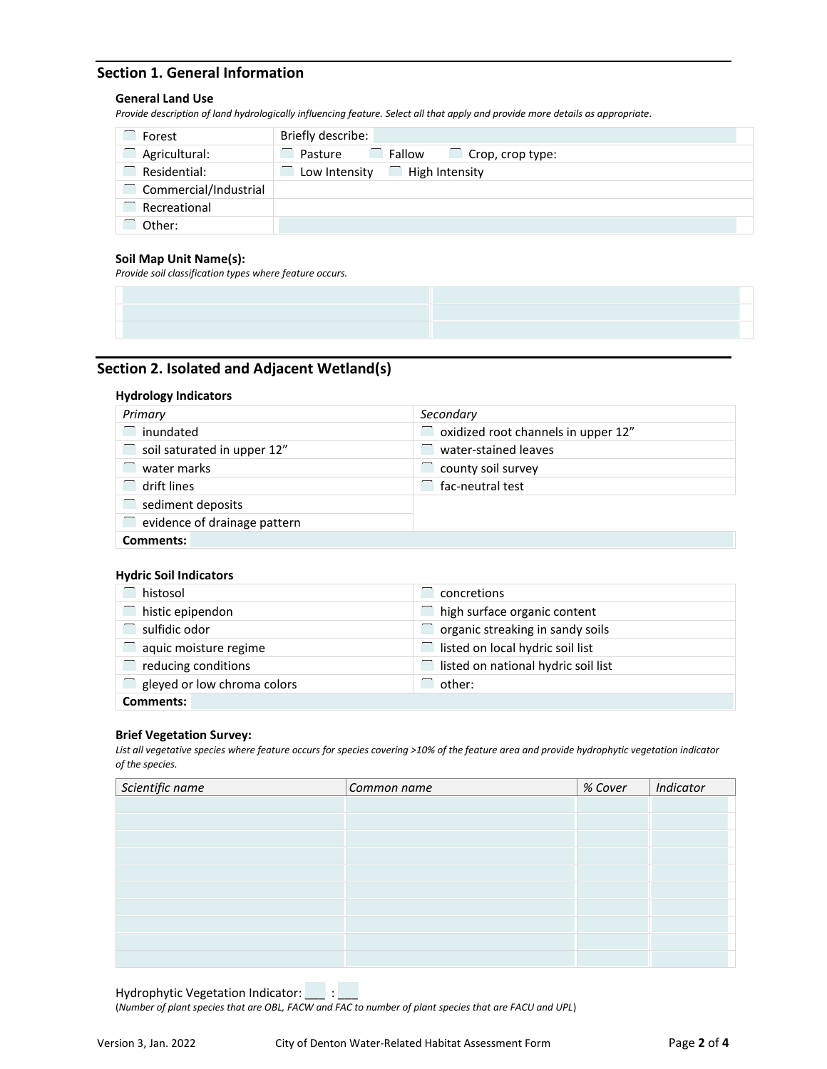## Section 1. General Information

### General Land Use

*Provide description of land hydrologically influencing feature. Select all that apply and provide more details as appropriate.*

| | |
|---|---|
| ☐ Forest | Briefly describe: |
| ☐ Agricultural: | ☐ Pasture ☐ Fallow ☐ Crop, crop type: |
| ☐ Residential: | ☐ Low Intensity ☐ High Intensity |
| ☐ Commercial/Industrial | |
| ☐ Recreational | |
| ☐ Other: | |

### Soil Map Unit Name(s):

*Provide soil classification types where feature occurs.*

| | |
|---|---|
| | |
| | |
| | |

## Section 2. Isolated and Adjacent Wetland(s)

### Hydrology Indicators

| *Primary* | *Secondary* |
|---|---|
| ☐ inundated | ☐ oxidized root channels in upper 12" |
| ☐ soil saturated in upper 12" | ☐ water-stained leaves |
| ☐ water marks | ☐ county soil survey |
| ☐ drift lines | ☐ fac-neutral test |
| ☐ sediment deposits | |
| ☐ evidence of drainage pattern | |
| **Comments:** | |

### Hydric Soil Indicators

| | |
|---|---|
| ☐ histosol | ☐ concretions |
| ☐ histic epipendon | ☐ high surface organic content |
| ☐ sulfidic odor | ☐ organic streaking in sandy soils |
| ☐ aquic moisture regime | ☐ listed on local hydric soil list |
| ☐ reducing conditions | ☐ listed on national hydric soil list |
| ☐ gleyed or low chroma colors | ☐ other: |
| **Comments:** | |

### Brief Vegetation Survey:

*List all vegetative species where feature occurs for species covering >10% of the feature area and provide hydrophytic vegetation indicator of the species.*

| *Scientific name* | *Common name* | *% Cover* | *Indicator* |
|---|---|---|---|
| | | | |
| | | | |
| | | | |
| | | | |
| | | | |
| | | | |
| | | | |
| | | | |
| | | | |
| | | | |

Hydrophytic Vegetation Indicator: ___ : ___

(*Number of plant species that are OBL, FACW and FAC to number of plant species that are FACU and UPL*)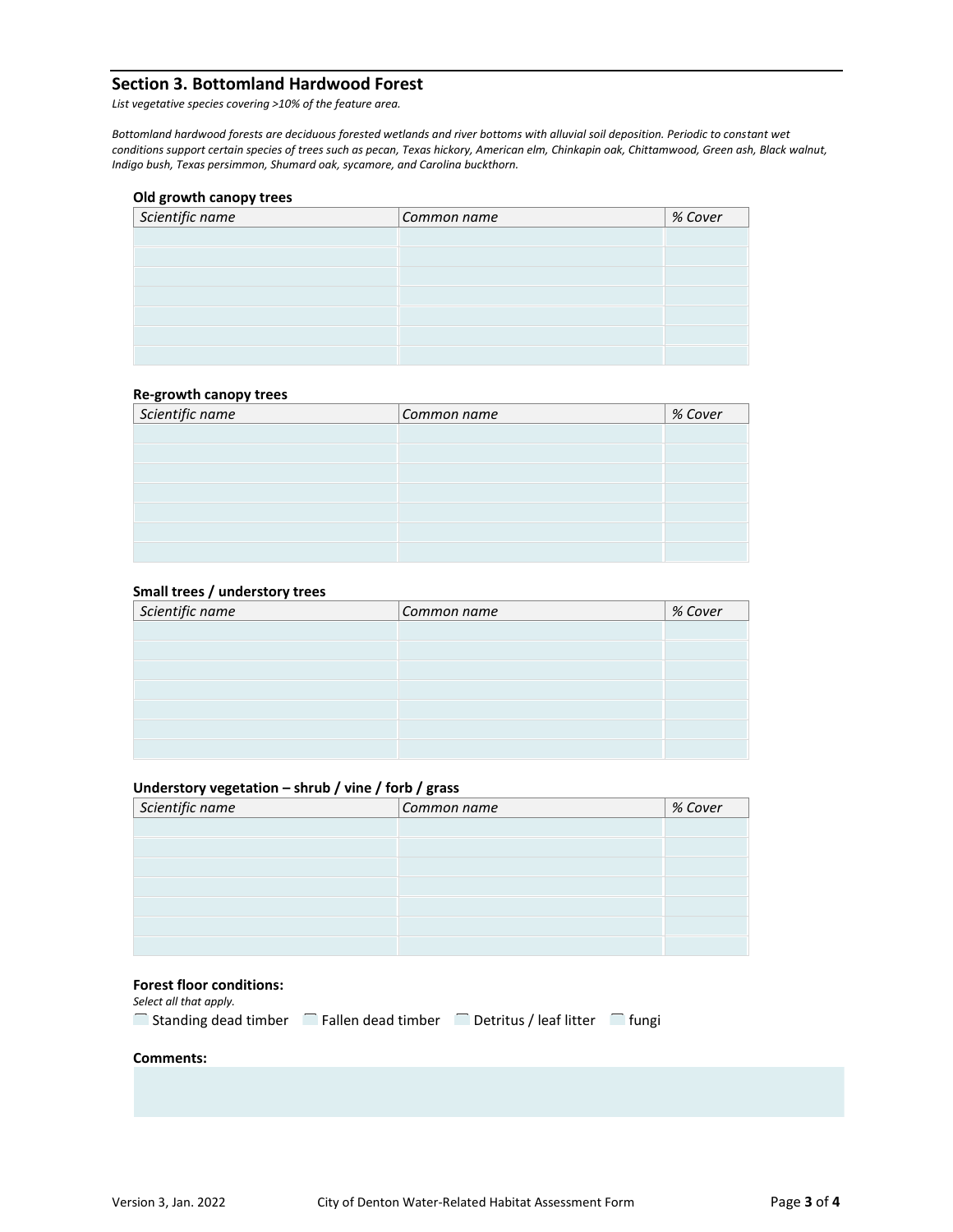## Section 3. Bottomland Hardwood Forest

*List vegetative species covering >10% of the feature area.*

*Bottomland hardwood forests are deciduous forested wetlands and river bottoms with alluvial soil deposition. Periodic to constant wet conditions support certain species of trees such as pecan, Texas hickory, American elm, Chinkapin oak, Chittamwood, Green ash, Black walnut, Indigo bush, Texas persimmon, Shumard oak, sycamore, and Carolina buckthorn.*

**Old growth canopy trees**

| *Scientific name* | *Common name* | *% Cover* |
|---|---|---|
| | | |
| | | |
| | | |
| | | |
| | | |
| | | |
| | | |

**Re-growth canopy trees**

| *Scientific name* | *Common name* | *% Cover* |
|---|---|---|
| | | |
| | | |
| | | |
| | | |
| | | |
| | | |
| | | |

**Small trees / understory trees**

| *Scientific name* | *Common name* | *% Cover* |
|---|---|---|
| | | |
| | | |
| | | |
| | | |
| | | |
| | | |
| | | |

**Understory vegetation – shrub / vine / forb / grass**

| *Scientific name* | *Common name* | *% Cover* |
|---|---|---|
| | | |
| | | |
| | | |
| | | |
| | | |
| | | |
| | | |

**Forest floor conditions:**

*Select all that apply.*

☐ Standing dead timber ☐ Fallen dead timber ☐ Detritus / leaf litter ☐ fungi

**Comments:**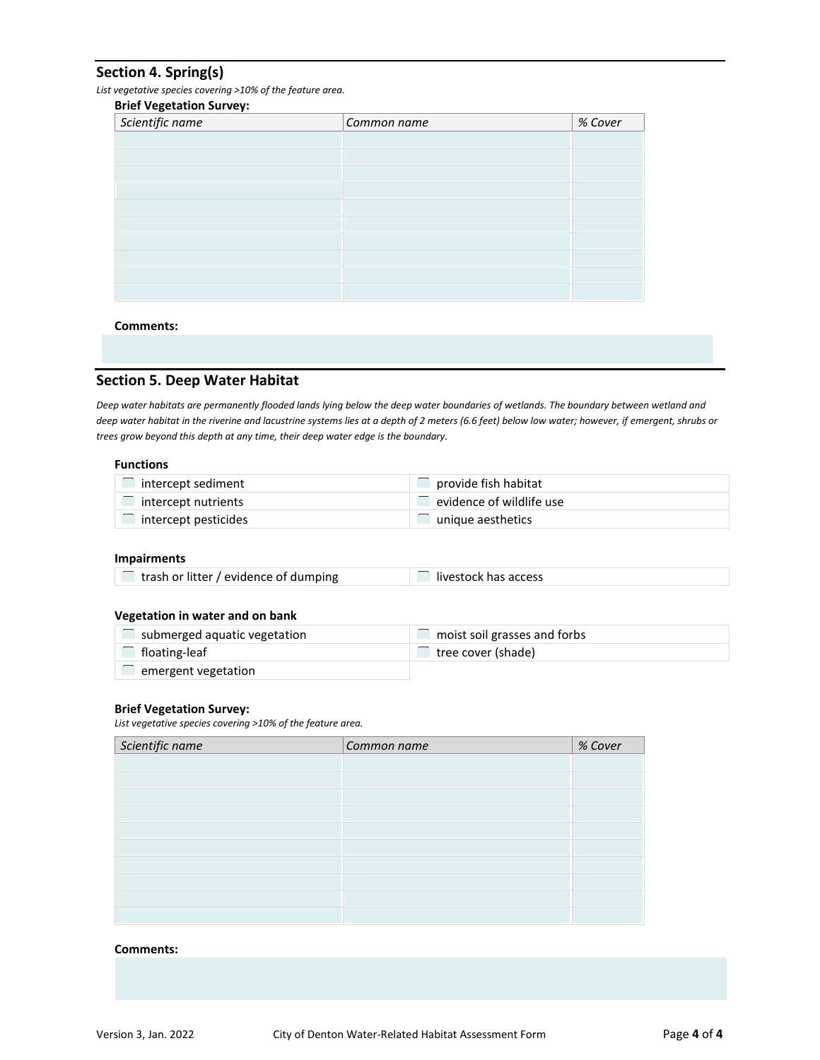## Section 4. Spring(s)

*List vegetative species covering >10% of the feature area.*

**Brief Vegetation Survey:**

| *Scientific name* | *Common name* | *% Cover* |
|---|---|---|
| | | |
| | | |
| | | |
| | | |
| | | |
| | | |
| | | |
| | | |
| | | |
| | | |

**Comments:**

## Section 5. Deep Water Habitat

*Deep water habitats are permanently flooded lands lying below the deep water boundaries of wetlands. The boundary between wetland and deep water habitat in the riverine and lacustrine systems lies at a depth of 2 meters (6.6 feet) below low water; however, if emergent, shrubs or trees grow beyond this depth at any time, their deep water edge is the boundary.*

**Functions**

| | |
|---|---|
| ☐ intercept sediment | ☐ provide fish habitat |
| ☐ intercept nutrients | ☐ evidence of wildlife use |
| ☐ intercept pesticides | ☐ unique aesthetics |

**Impairments**

| | |
|---|---|
| ☐ trash or litter / evidence of dumping | ☐ livestock has access |

**Vegetation in water and on bank**

| | |
|---|---|
| ☐ submerged aquatic vegetation | ☐ moist soil grasses and forbs |
| ☐ floating-leaf | ☐ tree cover (shade) |
| ☐ emergent vegetation | |

**Brief Vegetation Survey:**

*List vegetative species covering >10% of the feature area.*

| *Scientific name* | *Common name* | *% Cover* |
|---|---|---|
| | | |
| | | |
| | | |
| | | |
| | | |
| | | |
| | | |
| | | |
| | | |
| | | |

**Comments:**